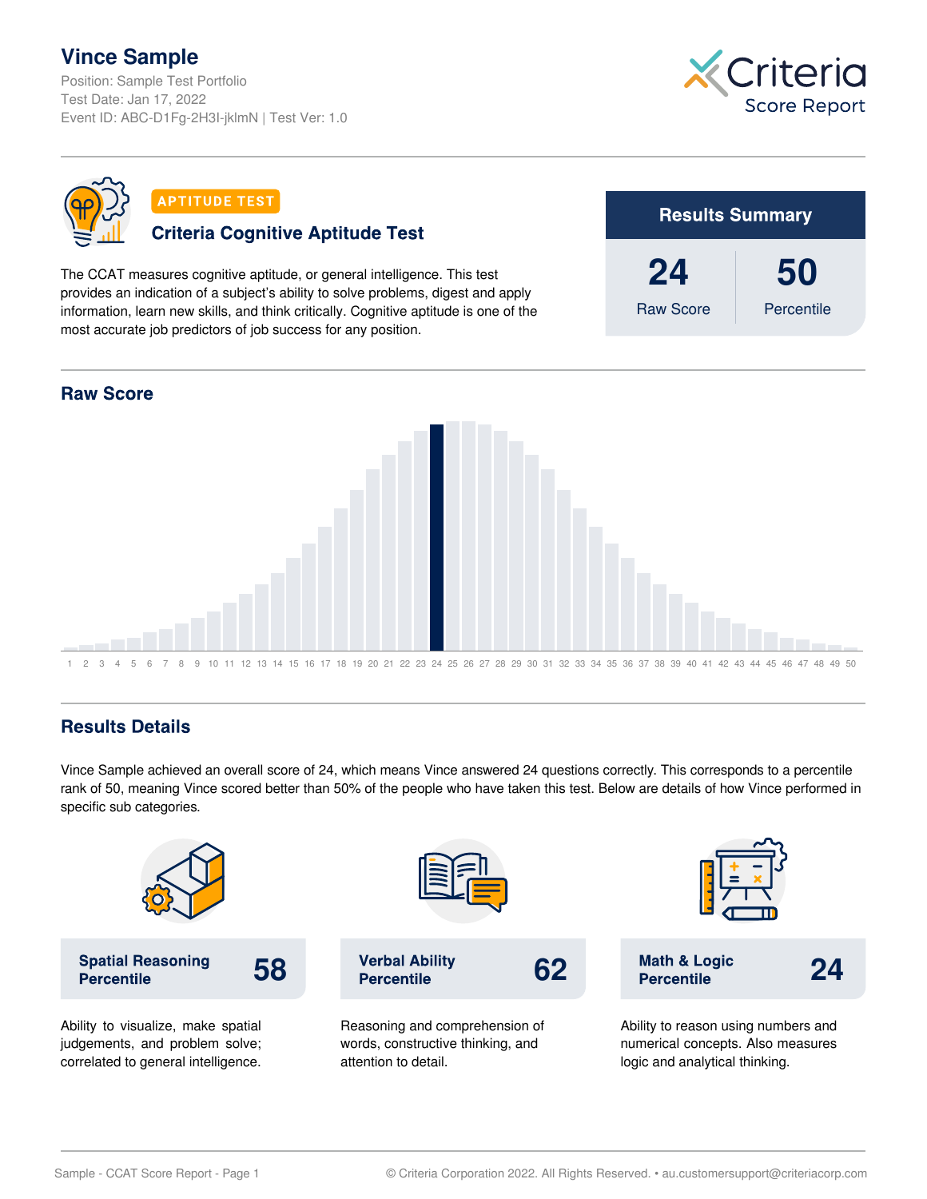# Vince Sample

Position: Sample Test Portfolio
Test Date: Jan 17, 2022
Event ID: ABC-D1Fg-2H3I-jklmN | Test Ver: 1.0

Criteria
Score Report

**APTITUDE TEST**

## Criteria Cognitive Aptitude Test

The CCAT measures cognitive aptitude, or general intelligence. This test provides an indication of a subject's ability to solve problems, digest and apply information, learn new skills, and think critically. Cognitive aptitude is one of the most accurate job predictors of job success for any position.

**Results Summary**

| Raw Score | Percentile |
| --- | --- |
| 24 | 50 |

## Raw Score

1 2 3 4 5 6 7 8 9 10 11 12 13 14 15 16 17 18 19 20 21 22 23 24 25 26 27 28 29 30 31 32 33 34 35 36 37 38 39 40 41 42 43 44 45 46 47 48 49 50

## Results Details

Vince Sample achieved an overall score of 24, which means Vince answered 24 questions correctly. This corresponds to a percentile rank of 50, meaning Vince scored better than 50% of the people who have taken this test. Below are details of how Vince performed in specific sub categories.

**Spatial Reasoning Percentile** **58**

Ability to visualize, make spatial judgements, and problem solve; correlated to general intelligence.

**Verbal Ability Percentile** **62**

Reasoning and comprehension of words, constructive thinking, and attention to detail.

**Math & Logic Percentile** **24**

Ability to reason using numbers and numerical concepts. Also measures logic and analytical thinking.

© Criteria Corporation 2022. All Rights Reserved. • au.customersupport@criteriacorp.com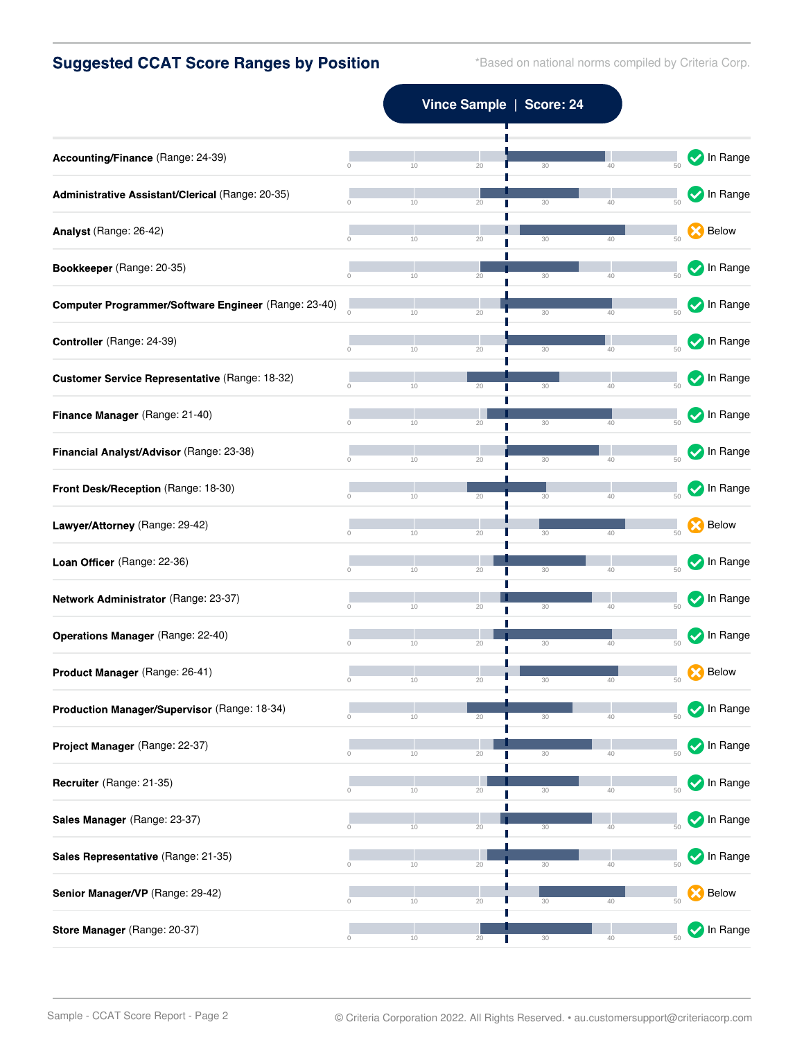## Suggested CCAT Score Ranges by Position

*Based on national norms compiled by Criteria Corp.

**Vince Sample | Score: 24**

**Accounting/Finance** (Range: 24-39)
0 10 20 30 40 50
In Range

**Administrative Assistant/Clerical** (Range: 20-35)
0 10 20 30 40 50
In Range

**Analyst** (Range: 26-42)
0 10 20 30 40 50
Below

**Bookkeeper** (Range: 20-35)
0 10 20 30 40 50
In Range

**Computer Programmer/Software Engineer** (Range: 23-40)
0 10 20 30 40 50
In Range

**Controller** (Range: 24-39)
0 10 20 30 40 50
In Range

**Customer Service Representative** (Range: 18-32)
0 10 20 30 40 50
In Range

**Finance Manager** (Range: 21-40)
0 10 20 30 40 50
In Range

**Financial Analyst/Advisor** (Range: 23-38)
0 10 20 30 40 50
In Range

**Front Desk/Reception** (Range: 18-30)
0 10 20 30 40 50
In Range

**Lawyer/Attorney** (Range: 29-42)
0 10 20 30 40 50
Below

**Loan Officer** (Range: 22-36)
0 10 20 30 40 50
In Range

**Network Administrator** (Range: 23-37)
0 10 20 30 40 50
In Range

**Operations Manager** (Range: 22-40)
0 10 20 30 40 50
In Range

**Product Manager** (Range: 26-41)
0 10 20 30 40 50
Below

**Production Manager/Supervisor** (Range: 18-34)
0 10 20 30 40 50
In Range

**Project Manager** (Range: 22-37)
0 10 20 30 40 50
In Range

**Recruiter** (Range: 21-35)
0 10 20 30 40 50
In Range

**Sales Manager** (Range: 23-37)
0 10 20 30 40 50
In Range

**Sales Representative** (Range: 21-35)
0 10 20 30 40 50
In Range

**Senior Manager/VP** (Range: 29-42)
0 10 20 30 40 50
Below

**Store Manager** (Range: 20-37)
0 10 20 30 40 50
In Range

Sample - CCAT Score Report

© Criteria Corporation 2022. All Rights Reserved. • au.customersupport@criteriacorp.com